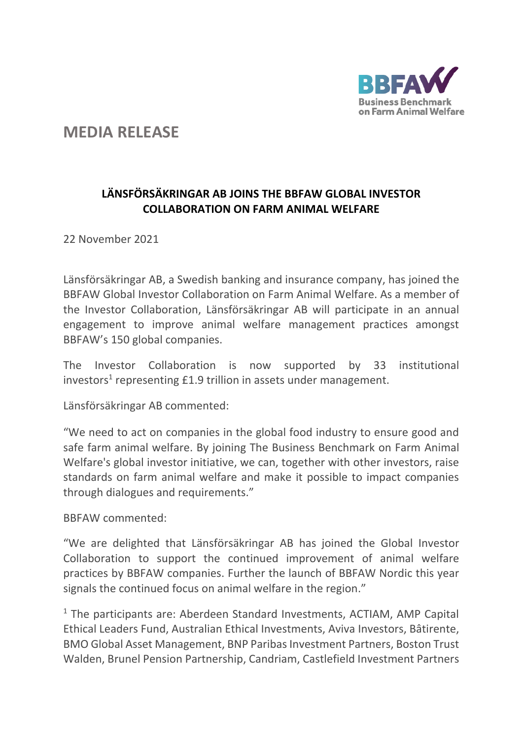BBFAW
Business Benchmark on Farm Animal Welfare

# MEDIA RELEASE

## LÄNSFÖRSÄKRINGAR AB JOINS THE BBFAW GLOBAL INVESTOR COLLABORATION ON FARM ANIMAL WELFARE

22 November 2021

Länsförsäkringar AB, a Swedish banking and insurance company, has joined the BBFAW Global Investor Collaboration on Farm Animal Welfare. As a member of the Investor Collaboration, Länsförsäkringar AB will participate in an annual engagement to improve animal welfare management practices amongst BBFAW's 150 global companies.

The Investor Collaboration is now supported by 33 institutional investors[1] representing £1.9 trillion in assets under management.

Länsförsäkringar AB commented:

"We need to act on companies in the global food industry to ensure good and safe farm animal welfare. By joining The Business Benchmark on Farm Animal Welfare's global investor initiative, we can, together with other investors, raise standards on farm animal welfare and make it possible to impact companies through dialogues and requirements."

BBFAW commented:

"We are delighted that Länsförsäkringar AB has joined the Global Investor Collaboration to support the continued improvement of animal welfare practices by BBFAW companies. Further the launch of BBFAW Nordic this year signals the continued focus on animal welfare in the region."

[1] The participants are: Aberdeen Standard Investments, ACTIAM, AMP Capital Ethical Leaders Fund, Australian Ethical Investments, Aviva Investors, Bâtirente, BMO Global Asset Management, BNP Paribas Investment Partners, Boston Trust Walden, Brunel Pension Partnership, Candriam, Castlefield Investment Partners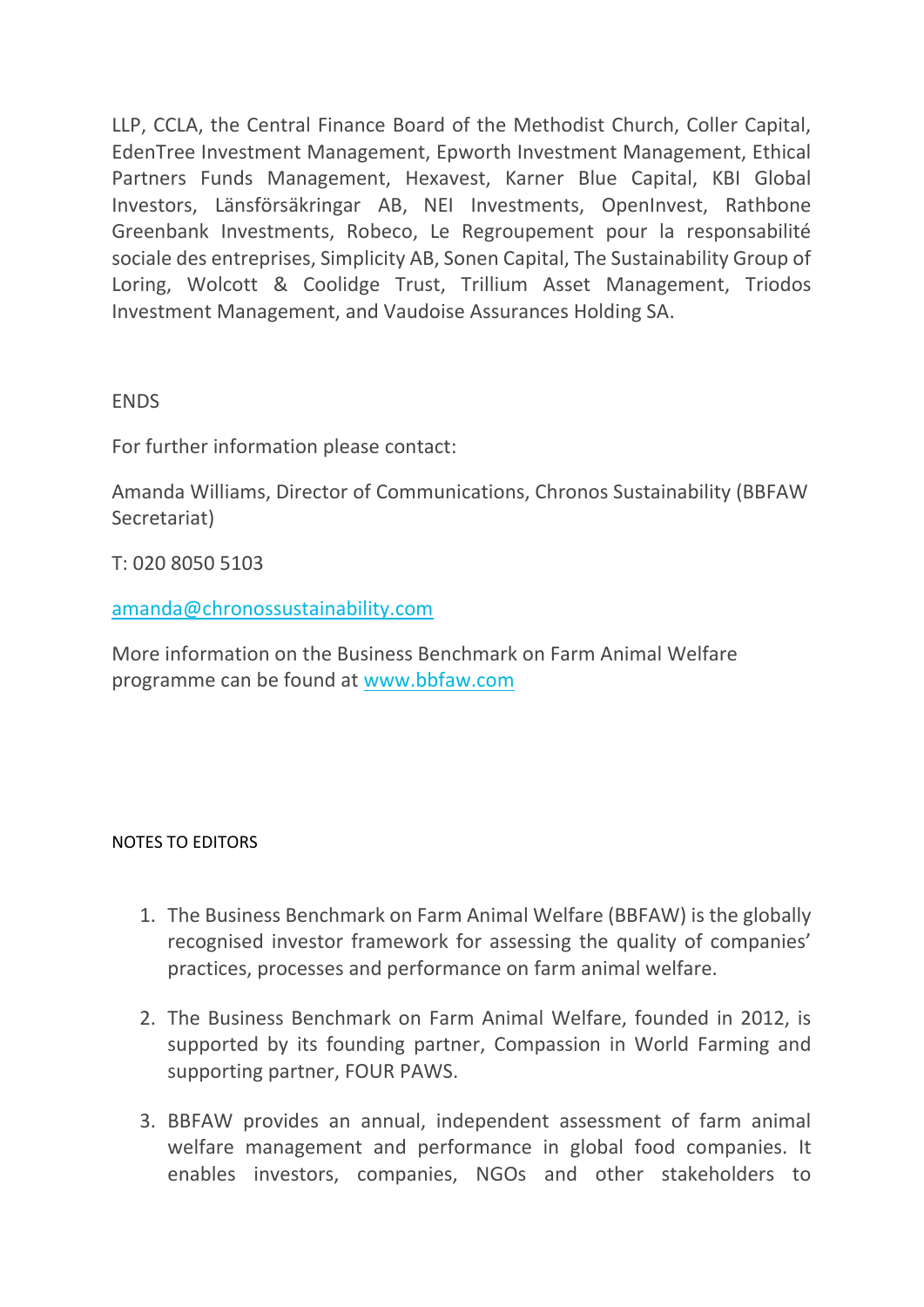LLP, CCLA, the Central Finance Board of the Methodist Church, Coller Capital, EdenTree Investment Management, Epworth Investment Management, Ethical Partners Funds Management, Hexavest, Karner Blue Capital, KBI Global Investors, Länsförsäkringar AB, NEI Investments, OpenInvest, Rathbone Greenbank Investments, Robeco, Le Regroupement pour la responsabilité sociale des entreprises, Simplicity AB, Sonen Capital, The Sustainability Group of Loring, Wolcott & Coolidge Trust, Trillium Asset Management, Triodos Investment Management, and Vaudoise Assurances Holding SA.

ENDS

For further information please contact:

Amanda Williams, Director of Communications, Chronos Sustainability (BBFAW Secretariat)

T: 020 8050 5103

[amanda@chronossustainability.com](mailto:amanda@chronossustainability.com)

More information on the Business Benchmark on Farm Animal Welfare programme can be found at [www.bbfaw.com](http://www.bbfaw.com)

NOTES TO EDITORS

1. The Business Benchmark on Farm Animal Welfare (BBFAW) is the globally recognised investor framework for assessing the quality of companies' practices, processes and performance on farm animal welfare.

2. The Business Benchmark on Farm Animal Welfare, founded in 2012, is supported by its founding partner, Compassion in World Farming and supporting partner, FOUR PAWS.

3. BBFAW provides an annual, independent assessment of farm animal welfare management and performance in global food companies. It enables investors, companies, NGOs and other stakeholders to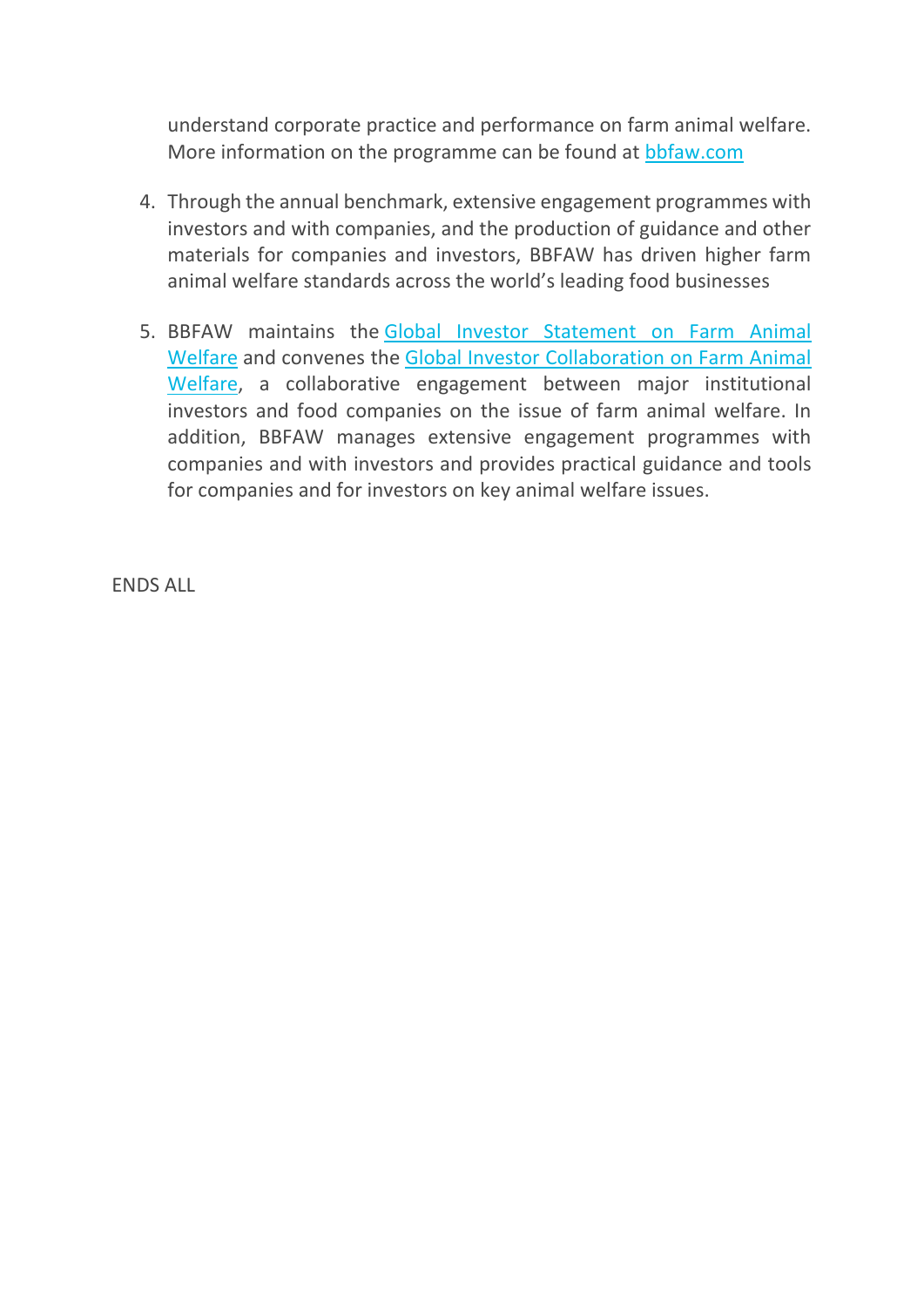understand corporate practice and performance on farm animal welfare. More information on the programme can be found at [bbfaw.com](bbfaw.com)

4. Through the annual benchmark, extensive engagement programmes with investors and with companies, and the production of guidance and other materials for companies and investors, BBFAW has driven higher farm animal welfare standards across the world's leading food businesses

5. BBFAW maintains the Global Investor Statement on Farm Animal Welfare and convenes the Global Investor Collaboration on Farm Animal Welfare, a collaborative engagement between major institutional investors and food companies on the issue of farm animal welfare. In addition, BBFAW manages extensive engagement programmes with companies and with investors and provides practical guidance and tools for companies and for investors on key animal welfare issues.

ENDS ALL